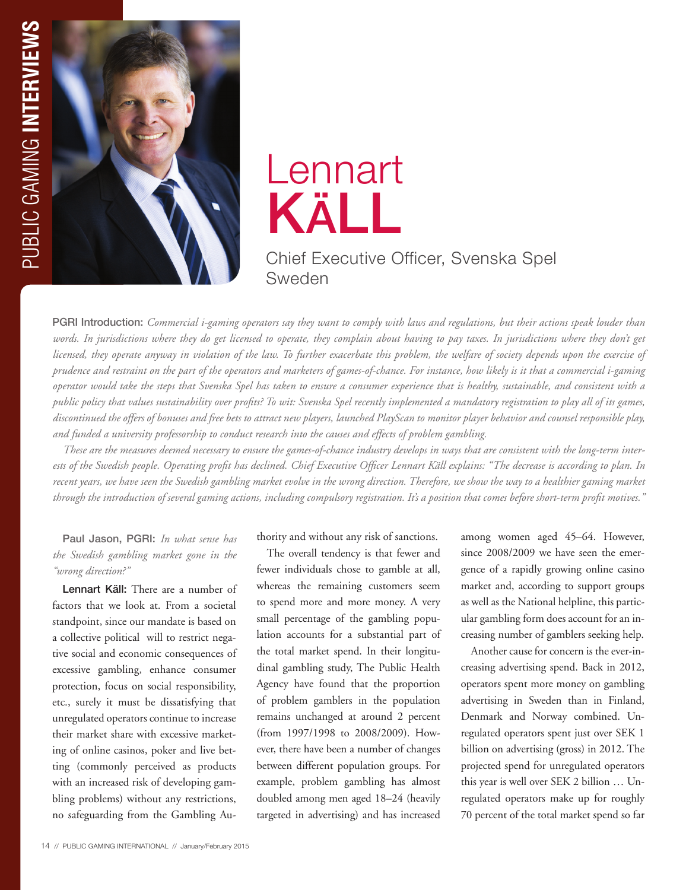# Lennart KÄLL

Chief Executive Officer, Svenska Spel Sweden

**PGRI Introduction:** *Commercial i-gaming operators say they want to comply with laws and regulations, but their actions speak louder than words. In jurisdictions where they do get licensed to operate, they complain about having to pay taxes. In jurisdictions where they don't get licensed, they operate anyway in violation of the law. To further exacerbate this problem, the welfare of society depends upon the exercise of prudence and restraint on the part of the operators and marketers of games-of-chance. For instance, how likely is it that a commercial i-gaming operator would take the steps that Svenska Spel has taken to ensure a consumer experience that is healthy, sustainable, and consistent with a public policy that values sustainability over profits? To wit: Svenska Spel recently implemented a mandatory registration to play all of its games, discontinued the offers of bonuses and free bets to attract new players, launched PlayScan to monitor player behavior and counsel responsible play, and funded a university professorship to conduct research into the causes and effects of problem gambling.*

*These are the measures deemed necessary to ensure the games-of-chance industry develops in ways that are consistent with the long-term interests of the Swedish people. Operating profit has declined. Chief Executive Officer Lennart Käll explains: "The decrease is according to plan. In recent years, we have seen the Swedish gambling market evolve in the wrong direction. Therefore, we show the way to a healthier gaming market through the introduction of several gaming actions, including compulsory registration. It's a position that comes before short-term profit motives."*

**Paul Jason, PGRI:** *In what sense has the Swedish gambling market gone in the "wrong direction?"*

**Lennart Käll:** There are a number of factors that we look at. From a societal standpoint, since our mandate is based on a collective political will to restrict negative social and economic consequences of excessive gambling, enhance consumer protection, focus on social responsibility, etc., surely it must be dissatisfying that unregulated operators continue to increase their market share with excessive marketing of online casinos, poker and live betting (commonly perceived as products with an increased risk of developing gambling problems) without any restrictions, no safeguarding from the Gambling Authority and without any risk of sanctions.

The overall tendency is that fewer and fewer individuals chose to gamble at all, whereas the remaining customers seem to spend more and more money. A very small percentage of the gambling population accounts for a substantial part of the total market spend. In their longitudinal gambling study, The Public Health Agency have found that the proportion of problem gamblers in the population remains unchanged at around 2 percent (from 1997/1998 to 2008/2009). However, there have been a number of changes between different population groups. For example, problem gambling has almost doubled among men aged 18–24 (heavily targeted in advertising) and has increased among women aged 45–64. However, since 2008/2009 we have seen the emergence of a rapidly growing online casino market and, according to support groups as well as the National helpline, this particular gambling form does account for an increasing number of gamblers seeking help.

Another cause for concern is the ever-increasing advertising spend. Back in 2012, operators spent more money on gambling advertising in Sweden than in Finland, Denmark and Norway combined. Unregulated operators spent just over SEK 1 billion on advertising (gross) in 2012. The projected spend for unregulated operators this year is well over SEK 2 billion … Unregulated operators make up for roughly 70 percent of the total market spend so far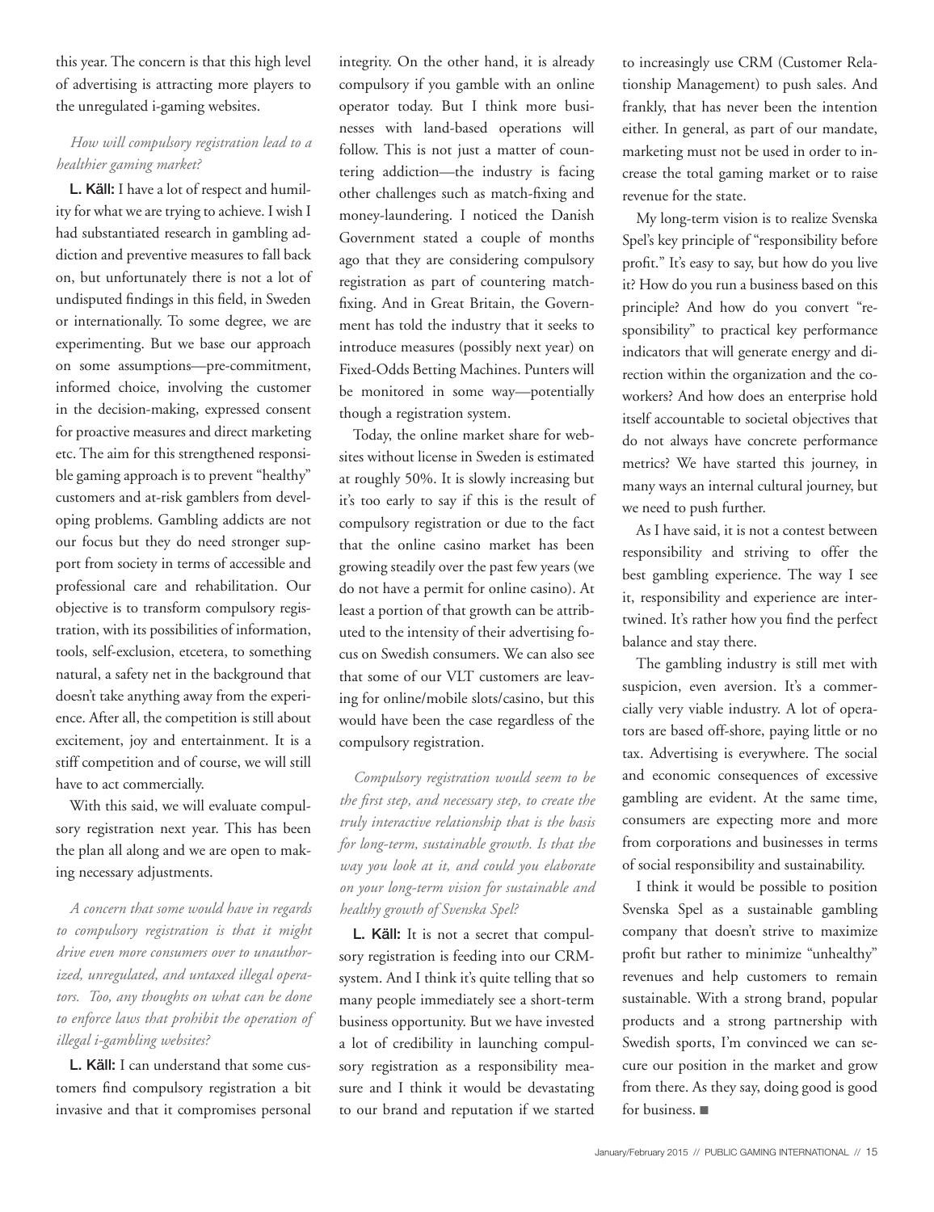this year. The concern is that this high level of advertising is attracting more players to the unregulated i-gaming websites.

*How will compulsory registration lead to a healthier gaming market?*

**L. Käll:** I have a lot of respect and humility for what we are trying to achieve. I wish I had substantiated research in gambling addiction and preventive measures to fall back on, but unfortunately there is not a lot of undisputed findings in this field, in Sweden or internationally. To some degree, we are experimenting. But we base our approach on some assumptions—pre-commitment, informed choice, involving the customer in the decision-making, expressed consent for proactive measures and direct marketing etc. The aim for this strengthened responsible gaming approach is to prevent "healthy" customers and at-risk gamblers from developing problems. Gambling addicts are not our focus but they do need stronger support from society in terms of accessible and professional care and rehabilitation. Our objective is to transform compulsory registration, with its possibilities of information, tools, self-exclusion, etcetera, to something natural, a safety net in the background that doesn't take anything away from the experience. After all, the competition is still about excitement, joy and entertainment. It is a stiff competition and of course, we will still have to act commercially.

With this said, we will evaluate compulsory registration next year. This has been the plan all along and we are open to making necessary adjustments.

*A concern that some would have in regards to compulsory registration is that it might drive even more consumers over to unauthorized, unregulated, and untaxed illegal operators. Too, any thoughts on what can be done to enforce laws that prohibit the operation of illegal i-gambling websites?*

**L. Käll:** I can understand that some customers find compulsory registration a bit invasive and that it compromises personal integrity. On the other hand, it is already compulsory if you gamble with an online operator today. But I think more businesses with land-based operations will follow. This is not just a matter of countering addiction—the industry is facing other challenges such as match-fixing and money-laundering. I noticed the Danish Government stated a couple of months ago that they are considering compulsory registration as part of countering match-fixing. And in Great Britain, the Government has told the industry that it seeks to introduce measures (possibly next year) on Fixed-Odds Betting Machines. Punters will be monitored in some way—potentially though a registration system.

Today, the online market share for websites without license in Sweden is estimated at roughly 50%. It is slowly increasing but it's too early to say if this is the result of compulsory registration or due to the fact that the online casino market has been growing steadily over the past few years (we do not have a permit for online casino). At least a portion of that growth can be attributed to the intensity of their advertising focus on Swedish consumers. We can also see that some of our VLT customers are leaving for online/mobile slots/casino, but this would have been the case regardless of the compulsory registration.

*Compulsory registration would seem to be the first step, and necessary step, to create the truly interactive relationship that is the basis for long-term, sustainable growth. Is that the way you look at it, and could you elaborate on your long-term vision for sustainable and healthy growth of Svenska Spel?*

**L. Käll:** It is not a secret that compulsory registration is feeding into our CRM-system. And I think it's quite telling that so many people immediately see a short-term business opportunity. But we have invested a lot of credibility in launching compulsory registration as a responsibility measure and I think it would be devastating to our brand and reputation if we started to increasingly use CRM (Customer Relationship Management) to push sales. And frankly, that has never been the intention either. In general, as part of our mandate, marketing must not be used in order to increase the total gaming market or to raise revenue for the state.

My long-term vision is to realize Svenska Spel's key principle of "responsibility before profit." It's easy to say, but how do you live it? How do you run a business based on this principle? And how do you convert "responsibility" to practical key performance indicators that will generate energy and direction within the organization and the coworkers? And how does an enterprise hold itself accountable to societal objectives that do not always have concrete performance metrics? We have started this journey, in many ways an internal cultural journey, but we need to push further.

As I have said, it is not a contest between responsibility and striving to offer the best gambling experience. The way I see it, responsibility and experience are intertwined. It's rather how you find the perfect balance and stay there.

The gambling industry is still met with suspicion, even aversion. It's a commercially very viable industry. A lot of operators are based off-shore, paying little or no tax. Advertising is everywhere. The social and economic consequences of excessive gambling are evident. At the same time, consumers are expecting more and more from corporations and businesses in terms of social responsibility and sustainability.

I think it would be possible to position Svenska Spel as a sustainable gambling company that doesn't strive to maximize profit but rather to minimize "unhealthy" revenues and help customers to remain sustainable. With a strong brand, popular products and a strong partnership with Swedish sports, I'm convinced we can secure our position in the market and grow from there. As they say, doing good is good for business. ■